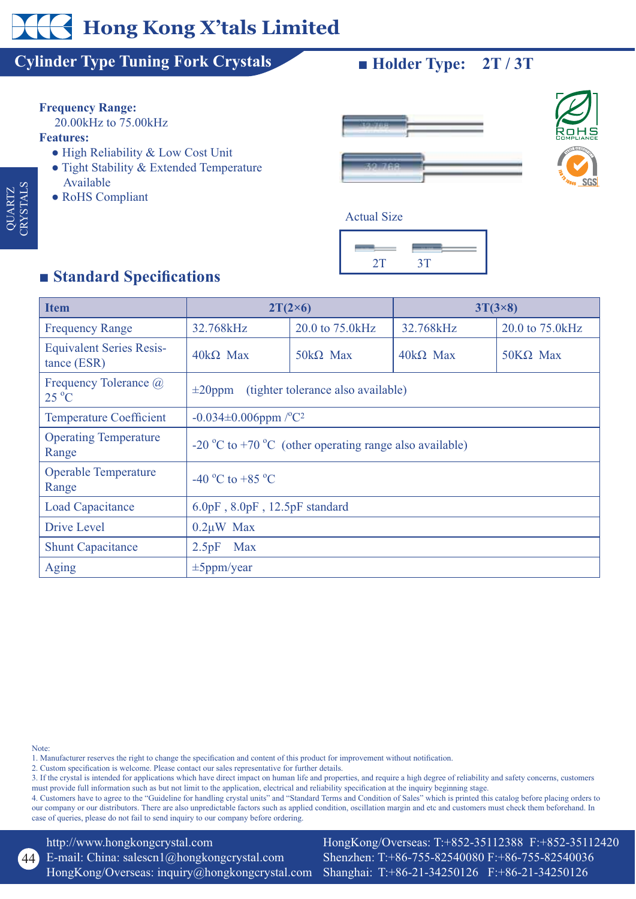# Hong Kong X'tals Limited

## Cylinder Type Tuning Fork Crystals

■ **Holder Type: 2T / 3T**

QUARTZ CRYSTALS

**Frequency Range:**
20.00kHz to 75.00kHz

**Features:**

- High Reliability & Low Cost Unit
- Tight Stability & Extended Temperature Available
- RoHS Compliant

Actual Size

2T 3T

## ■ Standard Specifications

| Item | 2T(2×6) | | 3T(3×8) | |
|---|---|---|---|---|
| Frequency Range | 32.768kHz | 20.0 to 75.0kHz | 32.768kHz | 20.0 to 75.0kHz |
| Equivalent Series Resistance (ESR) | 40kΩ Max | 50kΩ Max | 40kΩ Max | 50KΩ Max |
| Frequency Tolerance @ 25 °C | ±20ppm (tighter tolerance also available) | | | |
| Temperature Coefficient | -0.034±0.006ppm /°C² | | | |
| Operating Temperature Range | -20 °C to +70 °C (other operating range also available) | | | |
| Operable Temperature Range | -40 °C to +85 °C | | | |
| Load Capacitance | 6.0pF , 8.0pF , 12.5pF standard | | | |
| Drive Level | 0.2μW Max | | | |
| Shunt Capacitance | 2.5pF Max | | | |
| Aging | ±5ppm/year | | | |

Note:
1. Manufacturer reserves the right to change the specification and content of this product for improvement without notification.
2. Custom specification is welcome. Please contact our sales representative for further details.
3. If the crystal is intended for applications which have direct impact on human life and properties, and require a high degree of reliability and safety concerns, customers must provide full information such as but not limit to the application, electrical and reliability specification at the inquiry beginning stage.
4. Customers have to agree to the "Guideline for handling crystal units" and "Standard Terms and Condition of Sales" which is printed this catalog before placing orders to our company or our distributors. There are also unpredictable factors such as applied condition, oscillation margin and etc and customers must check them beforehand. In case of queries, please do not fail to send inquiry to our company before ordering.

http://www.hongkongcrystal.com
E-mail: China: salescn1@hongkongcrystal.com
HongKong/Overseas: inquiry@hongkongcrystal.com

HongKong/Overseas: T:+852-35112388 F:+852-35112420
Shenzhen: T:+86-755-82540080 F:+86-755-82540036
Shanghai: T:+86-21-34250126 F:+86-21-34250126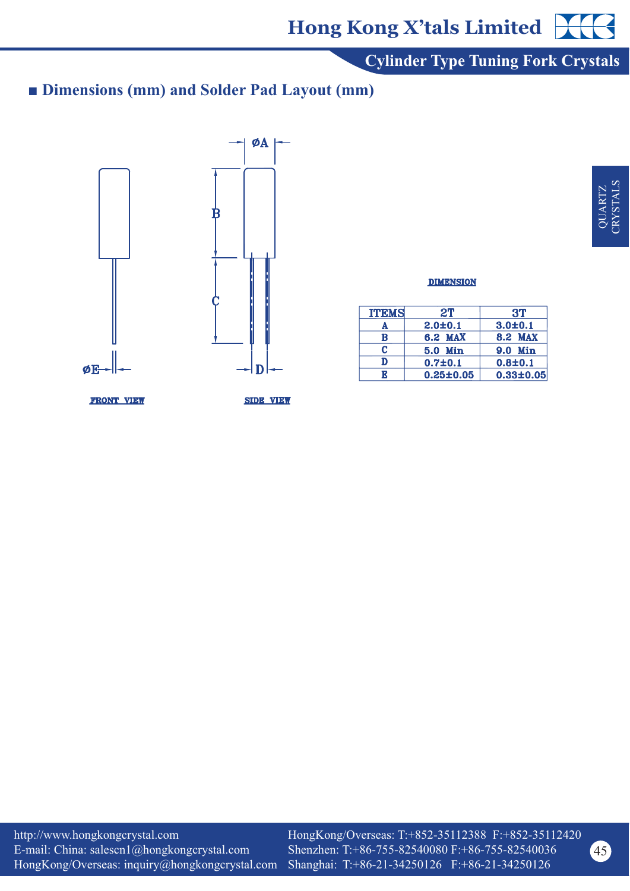## ■ Dimensions (mm) and Solder Pad Layout (mm)

ØA

B

C

ØE

D

FRONT VIEW

SIDE VIEW

DIMENSION

| ITEMS | 2T | 3T |
|---|---|---|
| A | 2.0±0.1 | 3.0±0.1 |
| B | 6.2 MAX | 8.2 MAX |
| C | 5.0 Min | 9.0 Min |
| D | 0.7±0.1 | 0.8±0.1 |
| E | 0.25±0.05 | 0.33±0.05 |